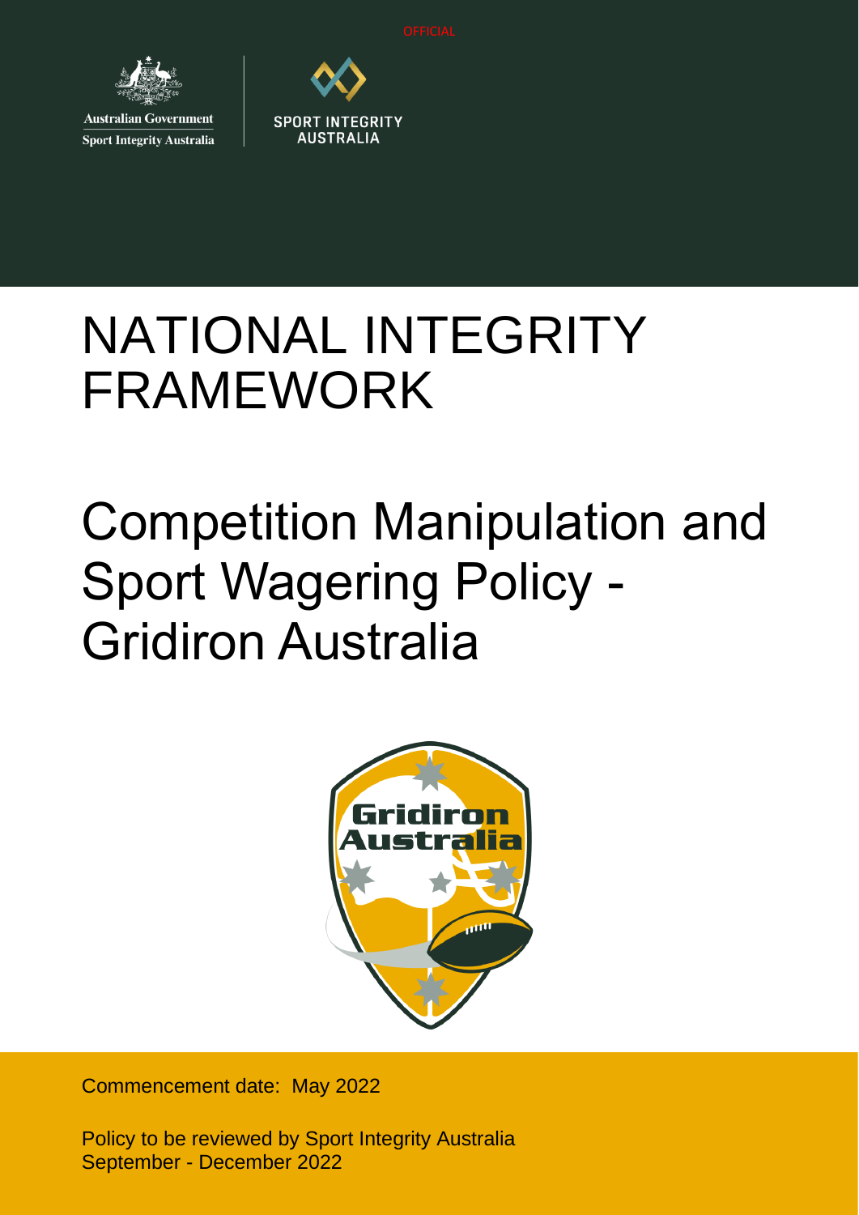OFFICIAL

Australian Government
Sport Integrity Australia

SPORT INTEGRITY AUSTRALIA

# NATIONAL INTEGRITY FRAMEWORK

# Competition Manipulation and Sport Wagering Policy - Gridiron Australia

Commencement date: May 2022

Policy to be reviewed by Sport Integrity Australia September - December 2022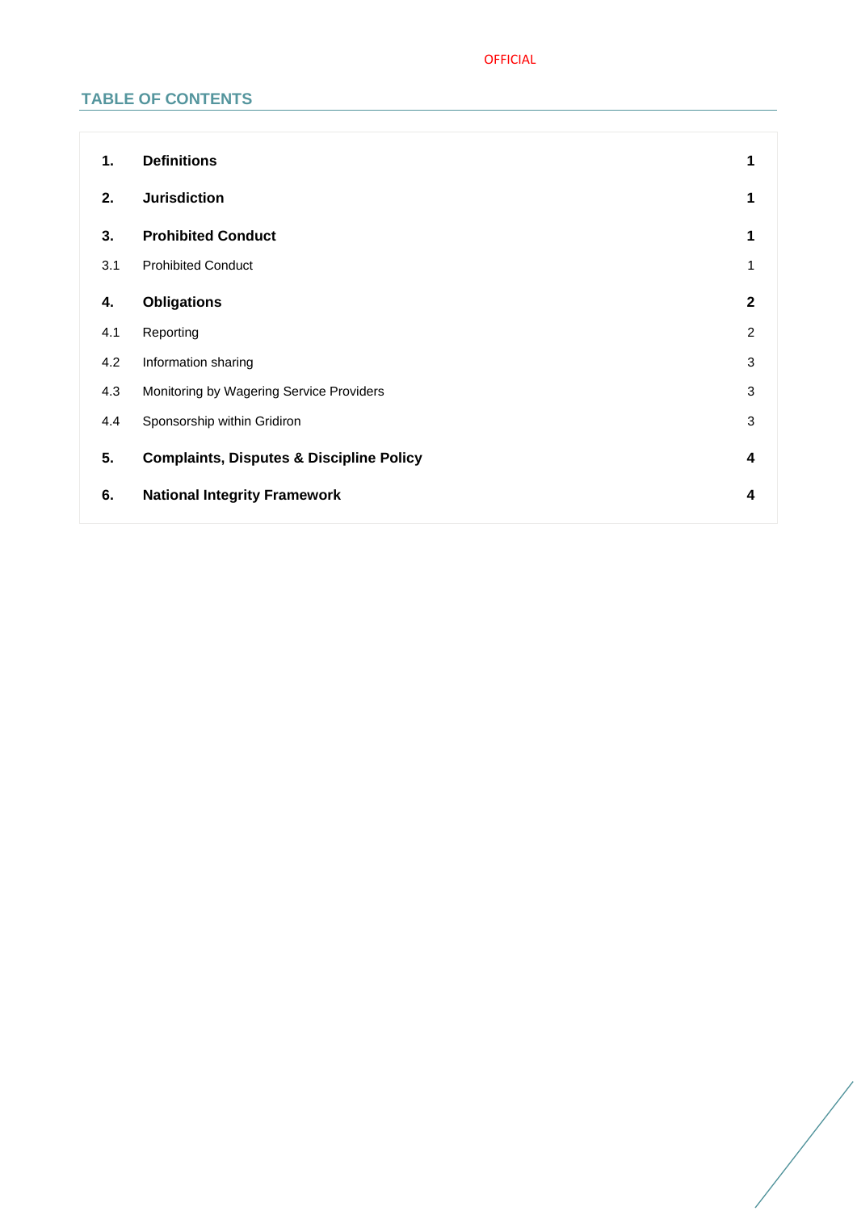## TABLE OF CONTENTS

| | | |
|---|---|---|
| **1.** | **Definitions** | **1** |
| **2.** | **Jurisdiction** | **1** |
| **3.** | **Prohibited Conduct** | **1** |
| 3.1 | Prohibited Conduct | 1 |
| **4.** | **Obligations** | **2** |
| 4.1 | Reporting | 2 |
| 4.2 | Information sharing | 3 |
| 4.3 | Monitoring by Wagering Service Providers | 3 |
| 4.4 | Sponsorship within Gridiron | 3 |
| **5.** | **Complaints, Disputes & Discipline Policy** | **4** |
| **6.** | **National Integrity Framework** | **4** |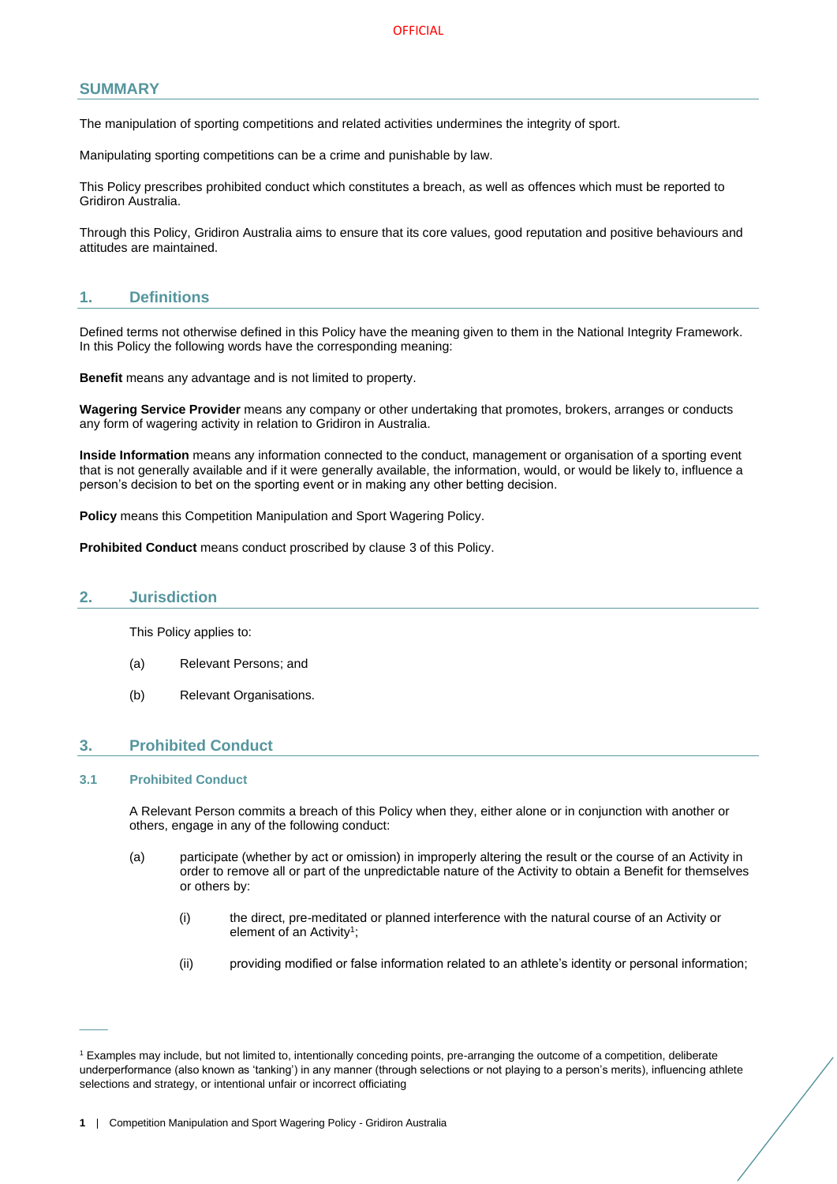## SUMMARY

The manipulation of sporting competitions and related activities undermines the integrity of sport.

Manipulating sporting competitions can be a crime and punishable by law.

This Policy prescribes prohibited conduct which constitutes a breach, as well as offences which must be reported to Gridiron Australia.

Through this Policy, Gridiron Australia aims to ensure that its core values, good reputation and positive behaviours and attitudes are maintained.

## 1. Definitions

Defined terms not otherwise defined in this Policy have the meaning given to them in the National Integrity Framework. In this Policy the following words have the corresponding meaning:

**Benefit** means any advantage and is not limited to property.

**Wagering Service Provider** means any company or other undertaking that promotes, brokers, arranges or conducts any form of wagering activity in relation to Gridiron in Australia.

**Inside Information** means any information connected to the conduct, management or organisation of a sporting event that is not generally available and if it were generally available, the information, would, or would be likely to, influence a person's decision to bet on the sporting event or in making any other betting decision.

**Policy** means this Competition Manipulation and Sport Wagering Policy.

**Prohibited Conduct** means conduct proscribed by clause 3 of this Policy.

## 2. Jurisdiction

This Policy applies to:

(a) Relevant Persons; and

(b) Relevant Organisations.

## 3. Prohibited Conduct

### 3.1 Prohibited Conduct

A Relevant Person commits a breach of this Policy when they, either alone or in conjunction with another or others, engage in any of the following conduct:

(a) participate (whether by act or omission) in improperly altering the result or the course of an Activity in order to remove all or part of the unpredictable nature of the Activity to obtain a Benefit for themselves or others by:

(i) the direct, pre-meditated or planned interference with the natural course of an Activity or element of an Activity[1];

(ii) providing modified or false information related to an athlete's identity or personal information;

[1] Examples may include, but not limited to, intentionally conceding points, pre-arranging the outcome of a competition, deliberate underperformance (also known as 'tanking') in any manner (through selections or not playing to a person's merits), influencing athlete selections and strategy, or intentional unfair or incorrect officiating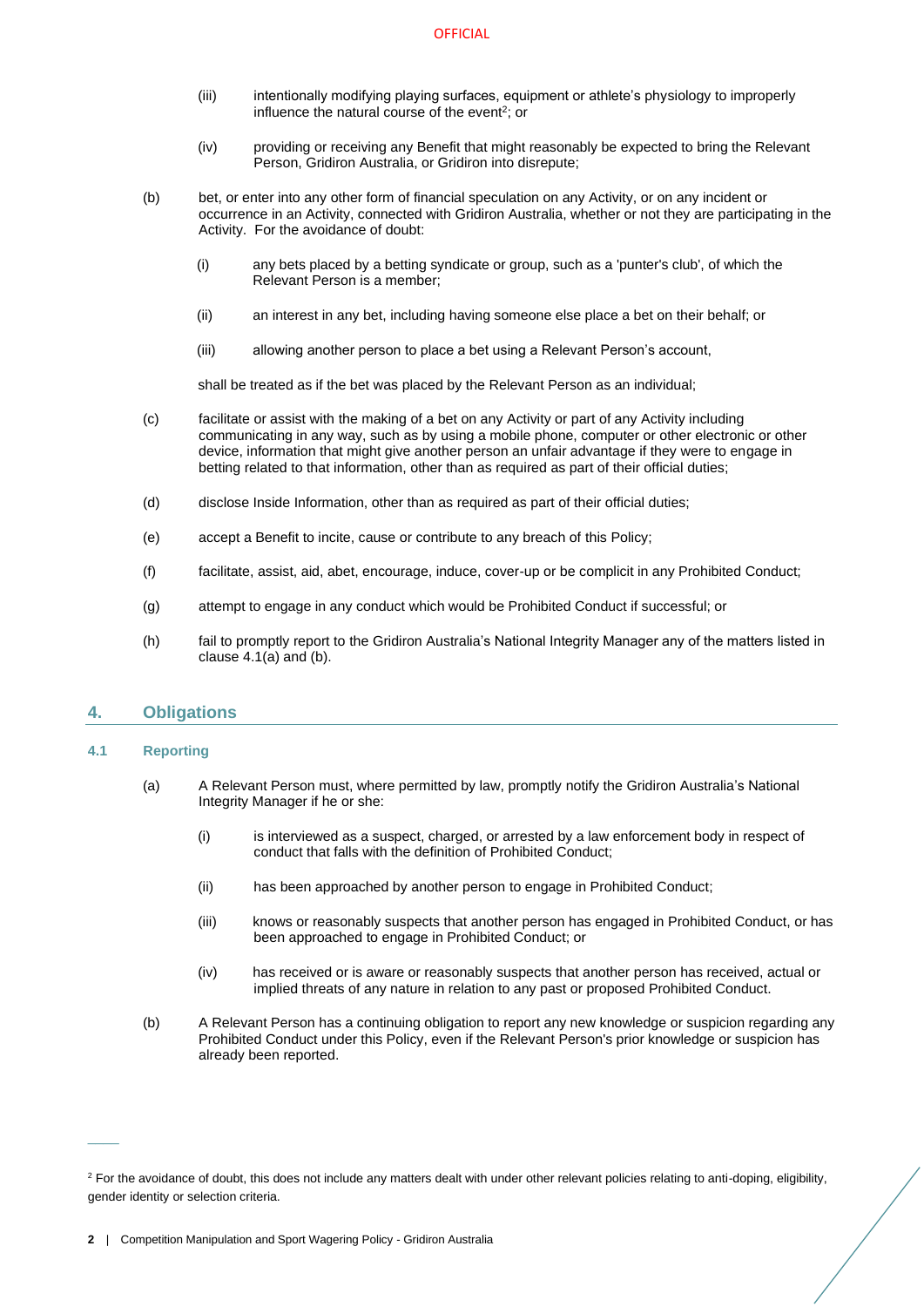(iii) intentionally modifying playing surfaces, equipment or athlete's physiology to improperly influence the natural course of the event[2]; or

(iv) providing or receiving any Benefit that might reasonably be expected to bring the Relevant Person, Gridiron Australia, or Gridiron into disrepute;

(b) bet, or enter into any other form of financial speculation on any Activity, or on any incident or occurrence in an Activity, connected with Gridiron Australia, whether or not they are participating in the Activity. For the avoidance of doubt:

(i) any bets placed by a betting syndicate or group, such as a 'punter's club', of which the Relevant Person is a member;

(ii) an interest in any bet, including having someone else place a bet on their behalf; or

(iii) allowing another person to place a bet using a Relevant Person's account,

shall be treated as if the bet was placed by the Relevant Person as an individual;

(c) facilitate or assist with the making of a bet on any Activity or part of any Activity including communicating in any way, such as by using a mobile phone, computer or other electronic or other device, information that might give another person an unfair advantage if they were to engage in betting related to that information, other than as required as part of their official duties;

(d) disclose Inside Information, other than as required as part of their official duties;

(e) accept a Benefit to incite, cause or contribute to any breach of this Policy;

(f) facilitate, assist, aid, abet, encourage, induce, cover-up or be complicit in any Prohibited Conduct;

(g) attempt to engage in any conduct which would be Prohibited Conduct if successful; or

(h) fail to promptly report to the Gridiron Australia's National Integrity Manager any of the matters listed in clause 4.1(a) and (b).

## 4. Obligations

### 4.1 Reporting

(a) A Relevant Person must, where permitted by law, promptly notify the Gridiron Australia's National Integrity Manager if he or she:

(i) is interviewed as a suspect, charged, or arrested by a law enforcement body in respect of conduct that falls with the definition of Prohibited Conduct;

(ii) has been approached by another person to engage in Prohibited Conduct;

(iii) knows or reasonably suspects that another person has engaged in Prohibited Conduct, or has been approached to engage in Prohibited Conduct; or

(iv) has received or is aware or reasonably suspects that another person has received, actual or implied threats of any nature in relation to any past or proposed Prohibited Conduct.

(b) A Relevant Person has a continuing obligation to report any new knowledge or suspicion regarding any Prohibited Conduct under this Policy, even if the Relevant Person's prior knowledge or suspicion has already been reported.

---

[2] For the avoidance of doubt, this does not include any matters dealt with under other relevant policies relating to anti-doping, eligibility, gender identity or selection criteria.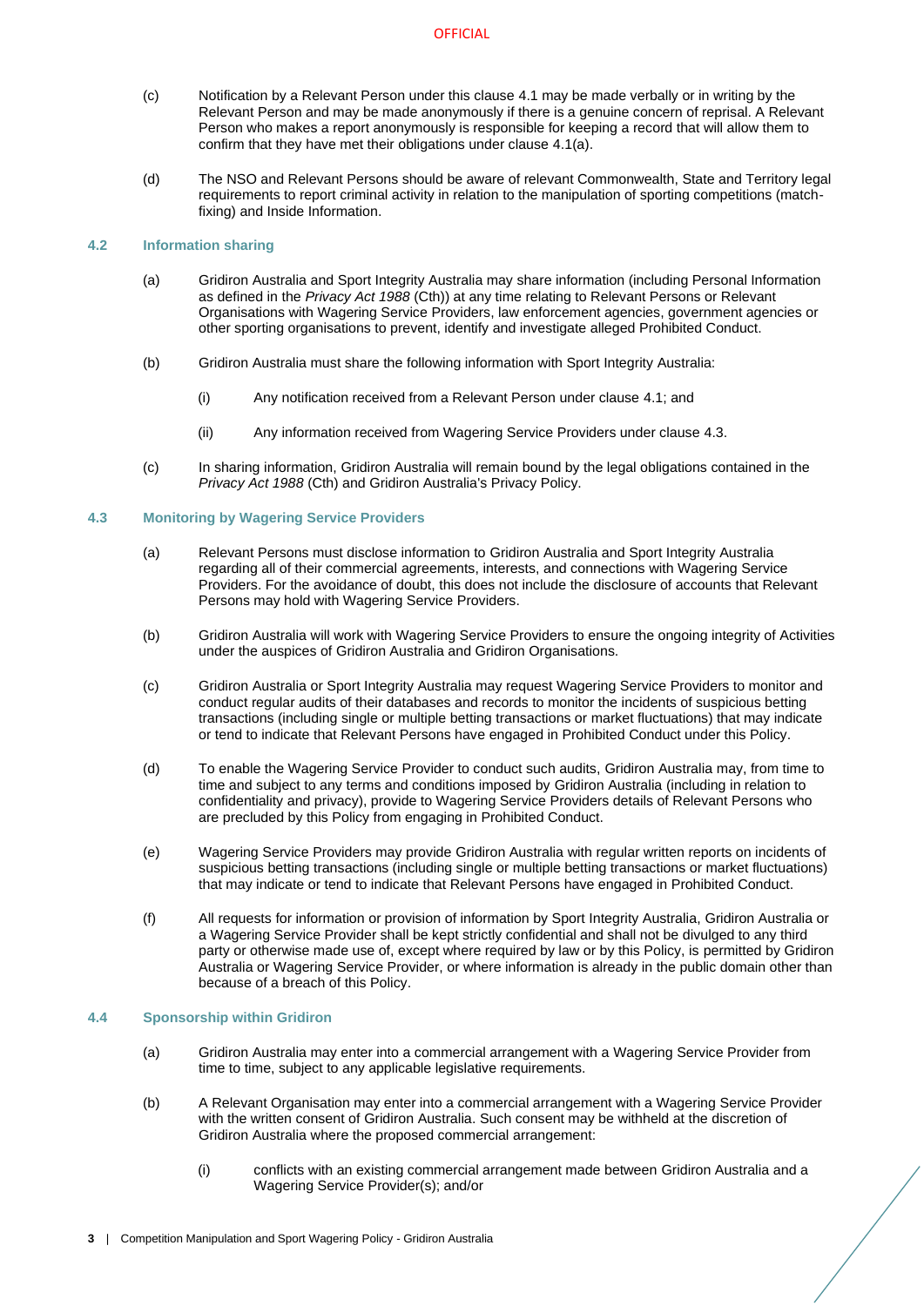(c) Notification by a Relevant Person under this clause 4.1 may be made verbally or in writing by the Relevant Person and may be made anonymously if there is a genuine concern of reprisal. A Relevant Person who makes a report anonymously is responsible for keeping a record that will allow them to confirm that they have met their obligations under clause 4.1(a).

(d) The NSO and Relevant Persons should be aware of relevant Commonwealth, State and Territory legal requirements to report criminal activity in relation to the manipulation of sporting competitions (match-fixing) and Inside Information.

### 4.2 Information sharing

(a) Gridiron Australia and Sport Integrity Australia may share information (including Personal Information as defined in the *Privacy Act 1988* (Cth)) at any time relating to Relevant Persons or Relevant Organisations with Wagering Service Providers, law enforcement agencies, government agencies or other sporting organisations to prevent, identify and investigate alleged Prohibited Conduct.

(b) Gridiron Australia must share the following information with Sport Integrity Australia:

(i) Any notification received from a Relevant Person under clause 4.1; and

(ii) Any information received from Wagering Service Providers under clause 4.3.

(c) In sharing information, Gridiron Australia will remain bound by the legal obligations contained in the *Privacy Act 1988* (Cth) and Gridiron Australia's Privacy Policy.

### 4.3 Monitoring by Wagering Service Providers

(a) Relevant Persons must disclose information to Gridiron Australia and Sport Integrity Australia regarding all of their commercial agreements, interests, and connections with Wagering Service Providers. For the avoidance of doubt, this does not include the disclosure of accounts that Relevant Persons may hold with Wagering Service Providers.

(b) Gridiron Australia will work with Wagering Service Providers to ensure the ongoing integrity of Activities under the auspices of Gridiron Australia and Gridiron Organisations.

(c) Gridiron Australia or Sport Integrity Australia may request Wagering Service Providers to monitor and conduct regular audits of their databases and records to monitor the incidents of suspicious betting transactions (including single or multiple betting transactions or market fluctuations) that may indicate or tend to indicate that Relevant Persons have engaged in Prohibited Conduct under this Policy.

(d) To enable the Wagering Service Provider to conduct such audits, Gridiron Australia may, from time to time and subject to any terms and conditions imposed by Gridiron Australia (including in relation to confidentiality and privacy), provide to Wagering Service Providers details of Relevant Persons who are precluded by this Policy from engaging in Prohibited Conduct.

(e) Wagering Service Providers may provide Gridiron Australia with regular written reports on incidents of suspicious betting transactions (including single or multiple betting transactions or market fluctuations) that may indicate or tend to indicate that Relevant Persons have engaged in Prohibited Conduct.

(f) All requests for information or provision of information by Sport Integrity Australia, Gridiron Australia or a Wagering Service Provider shall be kept strictly confidential and shall not be divulged to any third party or otherwise made use of, except where required by law or by this Policy, is permitted by Gridiron Australia or Wagering Service Provider, or where information is already in the public domain other than because of a breach of this Policy.

### 4.4 Sponsorship within Gridiron

(a) Gridiron Australia may enter into a commercial arrangement with a Wagering Service Provider from time to time, subject to any applicable legislative requirements.

(b) A Relevant Organisation may enter into a commercial arrangement with a Wagering Service Provider with the written consent of Gridiron Australia. Such consent may be withheld at the discretion of Gridiron Australia where the proposed commercial arrangement:

(i) conflicts with an existing commercial arrangement made between Gridiron Australia and a Wagering Service Provider(s); and/or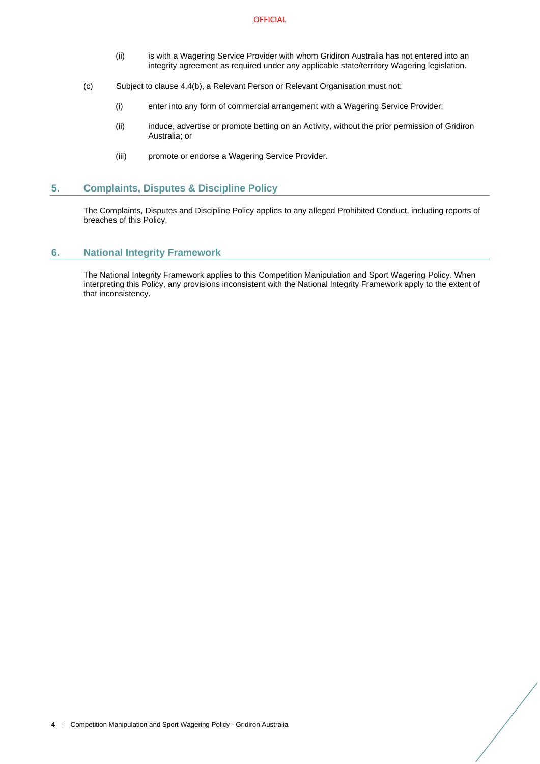(ii) is with a Wagering Service Provider with whom Gridiron Australia has not entered into an integrity agreement as required under any applicable state/territory Wagering legislation.

(c) Subject to clause 4.4(b), a Relevant Person or Relevant Organisation must not:

(i) enter into any form of commercial arrangement with a Wagering Service Provider;

(ii) induce, advertise or promote betting on an Activity, without the prior permission of Gridiron Australia; or

(iii) promote or endorse a Wagering Service Provider.

## 5. Complaints, Disputes & Discipline Policy

The Complaints, Disputes and Discipline Policy applies to any alleged Prohibited Conduct, including reports of breaches of this Policy.

## 6. National Integrity Framework

The National Integrity Framework applies to this Competition Manipulation and Sport Wagering Policy. When interpreting this Policy, any provisions inconsistent with the National Integrity Framework apply to the extent of that inconsistency.